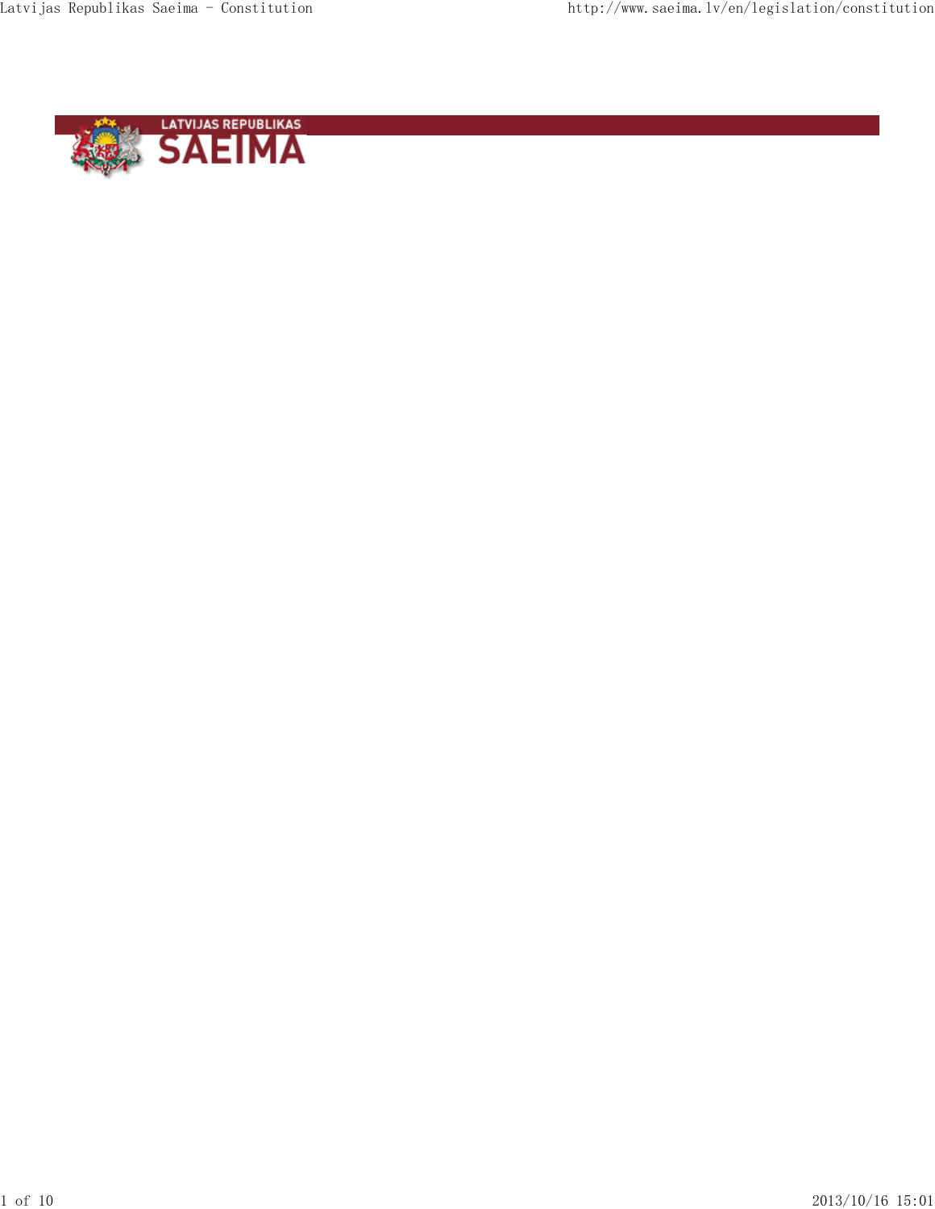LATVIJAS REPUBLIKAS

# SAEIMA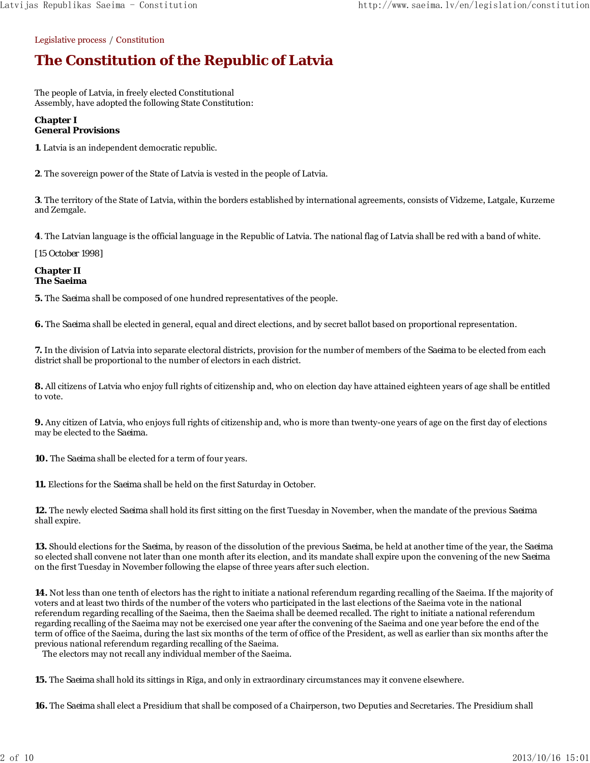Legislative process / Constitution

# The Constitution of the Republic of Latvia

The people of Latvia, in freely elected Constitutional Assembly, have adopted the following State Constitution:

**Chapter I**
**General Provisions**

**1**. Latvia is an independent democratic republic.

**2**. The sovereign power of the State of Latvia is vested in the people of Latvia.

**3**. The territory of the State of Latvia, within the borders established by international agreements, consists of Vidzeme, Latgale, Kurzeme and Zemgale.

**4**. The Latvian language is the official language in the Republic of Latvia. The national flag of Latvia shall be red with a band of white.

[15 October 1998]

**Chapter II**
**The Saeima**

**5.** The *Saeima* shall be composed of one hundred representatives of the people.

**6.** The *Saeima* shall be elected in general, equal and direct elections, and by secret ballot based on proportional representation.

**7.** In the division of Latvia into separate electoral districts, provision for the number of members of the *Saeima* to be elected from each district shall be proportional to the number of electors in each district.

**8.** All citizens of Latvia who enjoy full rights of citizenship and, who on election day have attained eighteen years of age shall be entitled to vote.

**9.** Any citizen of Latvia, who enjoys full rights of citizenship and, who is more than twenty-one years of age on the first day of elections may be elected to the *Saeima*.

**10.** The *Saeima* shall be elected for a term of four years.

**11.** Elections for the *Saeima* shall be held on the first Saturday in October.

**12.** The newly elected *Saeima* shall hold its first sitting on the first Tuesday in November, when the mandate of the previous *Saeima* shall expire.

**13.** Should elections for the *Saeima*, by reason of the dissolution of the previous *Saeima*, be held at another time of the year, the *Saeima* so elected shall convene not later than one month after its election, and its mandate shall expire upon the convening of the new *Saeima* on the first Tuesday in November following the elapse of three years after such election.

**14.** Not less than one tenth of electors has the right to initiate a national referendum regarding recalling of the Saeima. If the majority of voters and at least two thirds of the number of the voters who participated in the last elections of the Saeima vote in the national referendum regarding recalling of the Saeima, then the Saeima shall be deemed recalled. The right to initiate a national referendum regarding recalling of the Saeima may not be exercised one year after the convening of the Saeima and one year before the end of the term of office of the Saeima, during the last six months of the term of office of the President, as well as earlier than six months after the previous national referendum regarding recalling of the Saeima.

The electors may not recall any individual member of the Saeima.

**15.** The *Saeima* shall hold its sittings in Rīga, and only in extraordinary circumstances may it convene elsewhere.

**16.** The *Saeima* shall elect a Presidium that shall be composed of a Chairperson, two Deputies and Secretaries. The Presidium shall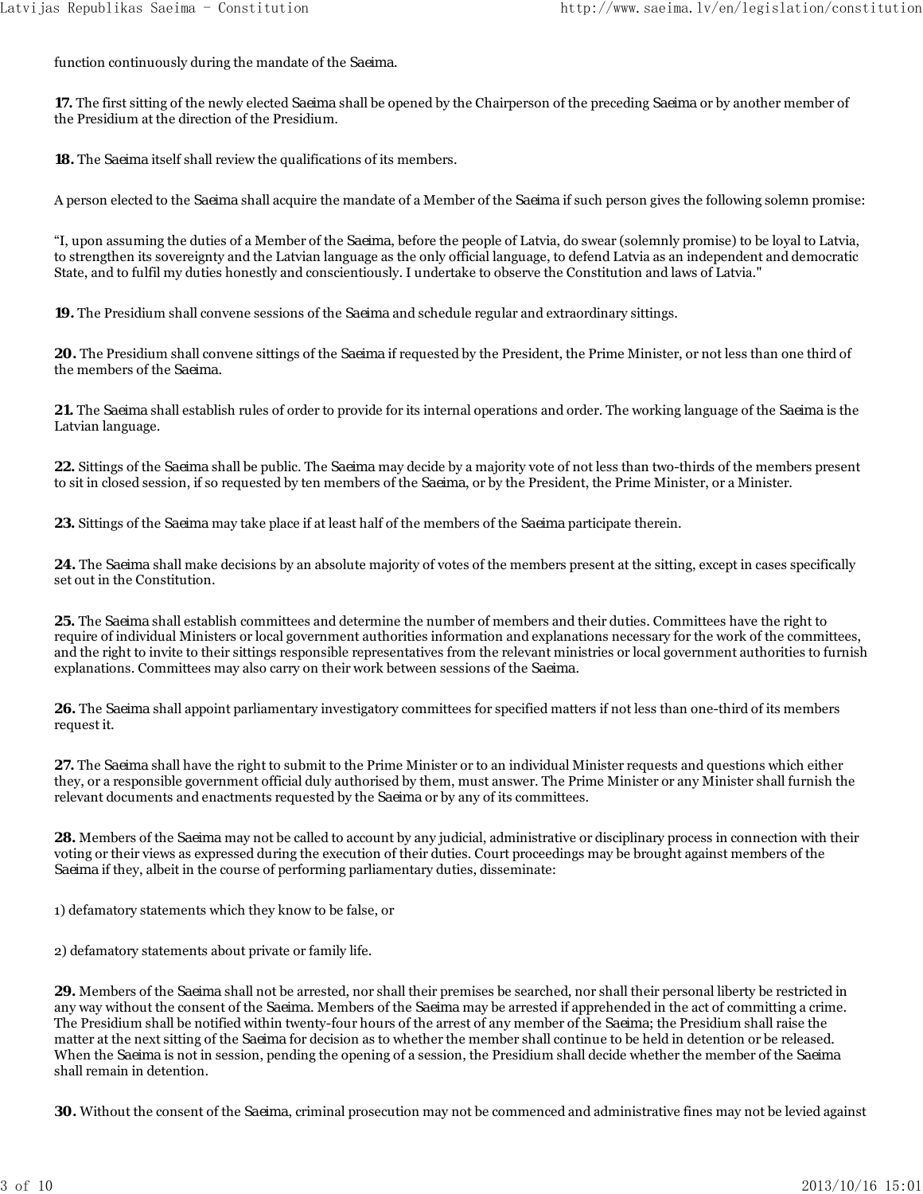function continuously during the mandate of the *Saeima*.

**17.** The first sitting of the newly elected *Saeima* shall be opened by the Chairperson of the preceding *Saeima* or by another member of the Presidium at the direction of the Presidium.

**18.** The *Saeima* itself shall review the qualifications of its members.

A person elected to the *Saeima* shall acquire the mandate of a Member of the *Saeima* if such person gives the following solemn promise:

"I, upon assuming the duties of a Member of the *Saeima*, before the people of Latvia, do swear (solemnly promise) to be loyal to Latvia, to strengthen its sovereignty and the Latvian language as the only official language, to defend Latvia as an independent and democratic State, and to fulfil my duties honestly and conscientiously. I undertake to observe the Constitution and laws of Latvia."

**19.** The Presidium shall convene sessions of the *Saeima* and schedule regular and extraordinary sittings.

**20.** The Presidium shall convene sittings of the *Saeima* if requested by the President, the Prime Minister, or not less than one third of the members of the *Saeima*.

**21.** The *Saeima* shall establish rules of order to provide for its internal operations and order. The working language of the *Saeima* is the Latvian language.

**22.** Sittings of the *Saeima* shall be public. The *Saeima* may decide by a majority vote of not less than two-thirds of the members present to sit in closed session, if so requested by ten members of the *Saeima*, or by the President, the Prime Minister, or a Minister.

**23.** Sittings of the *Saeima* may take place if at least half of the members of the *Saeima* participate therein.

**24.** The *Saeima* shall make decisions by an absolute majority of votes of the members present at the sitting, except in cases specifically set out in the Constitution.

**25.** The *Saeima* shall establish committees and determine the number of members and their duties. Committees have the right to require of individual Ministers or local government authorities information and explanations necessary for the work of the committees, and the right to invite to their sittings responsible representatives from the relevant ministries or local government authorities to furnish explanations. Committees may also carry on their work between sessions of the *Saeima*.

**26.** The *Saeima* shall appoint parliamentary investigatory committees for specified matters if not less than one-third of its members request it.

**27.** The *Saeima* shall have the right to submit to the Prime Minister or to an individual Minister requests and questions which either they, or a responsible government official duly authorised by them, must answer. The Prime Minister or any Minister shall furnish the relevant documents and enactments requested by the *Saeima* or by any of its committees.

**28.** Members of the *Saeima* may not be called to account by any judicial, administrative or disciplinary process in connection with their voting or their views as expressed during the execution of their duties. Court proceedings may be brought against members of the *Saeima* if they, albeit in the course of performing parliamentary duties, disseminate:

1) defamatory statements which they know to be false, or

2) defamatory statements about private or family life.

**29.** Members of the *Saeima* shall not be arrested, nor shall their premises be searched, nor shall their personal liberty be restricted in any way without the consent of the *Saeima*. Members of the *Saeima* may be arrested if apprehended in the act of committing a crime. The Presidium shall be notified within twenty-four hours of the arrest of any member of the *Saeima*; the Presidium shall raise the matter at the next sitting of the *Saeima* for decision as to whether the member shall continue to be held in detention or be released. When the *Saeima* is not in session, pending the opening of a session, the Presidium shall decide whether the member of the *Saeima* shall remain in detention.

**30.** Without the consent of the *Saeima*, criminal prosecution may not be commenced and administrative fines may not be levied against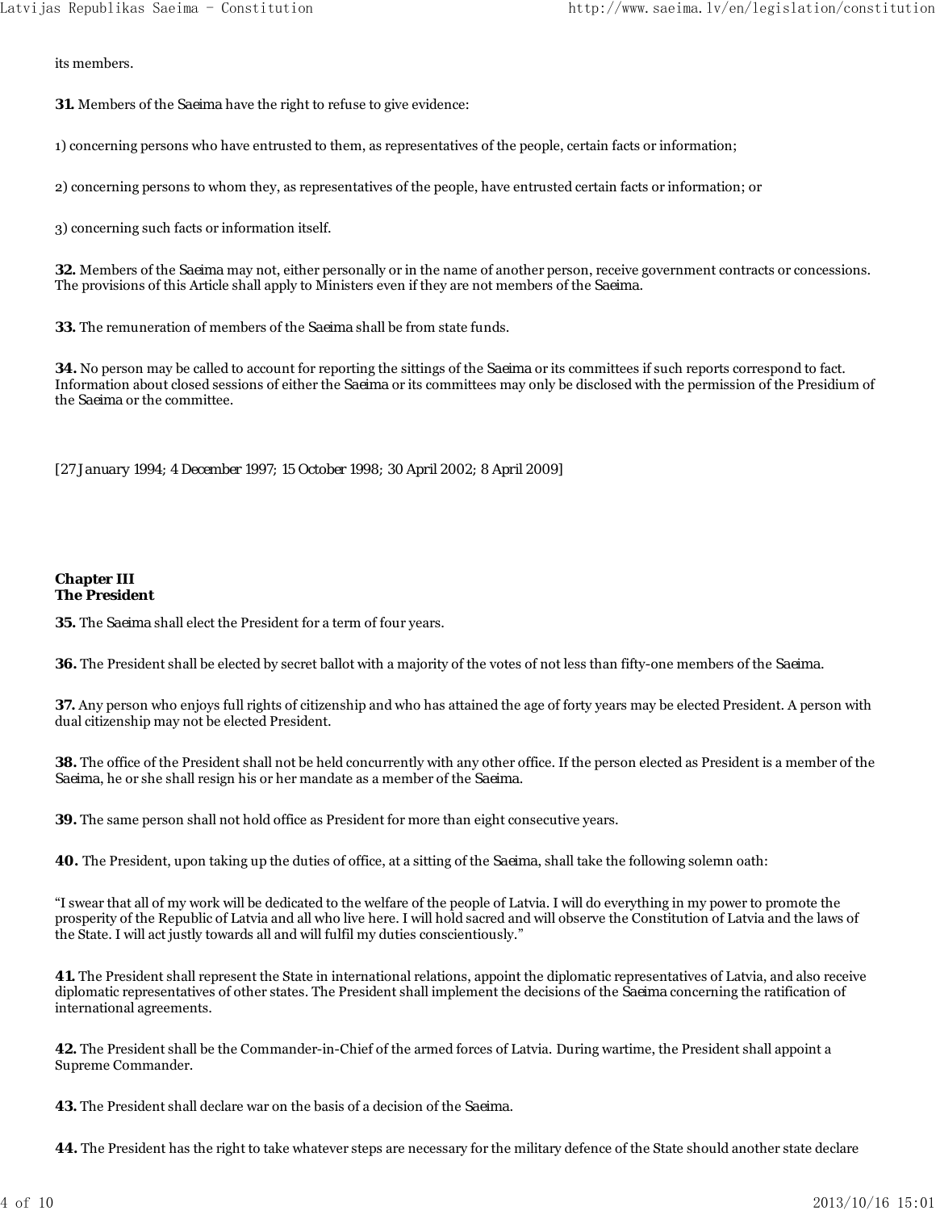its members.

**31.** Members of the *Saeima* have the right to refuse to give evidence:

1) concerning persons who have entrusted to them, as representatives of the people, certain facts or information;

2) concerning persons to whom they, as representatives of the people, have entrusted certain facts or information; or

3) concerning such facts or information itself.

**32.** Members of the *Saeima* may not, either personally or in the name of another person, receive government contracts or concessions. The provisions of this Article shall apply to Ministers even if they are not members of the *Saeima*.

**33.** The remuneration of members of the *Saeima* shall be from state funds.

**34.** No person may be called to account for reporting the sittings of the *Saeima* or its committees if such reports correspond to fact. Information about closed sessions of either the *Saeima* or its committees may only be disclosed with the permission of the Presidium of the *Saeima* or the committee.

*[27 January 1994; 4 December 1997; 15 October 1998; 30 April 2002; 8 April 2009]*

## Chapter III
## The President

**35.** The *Saeima* shall elect the President for a term of four years.

**36.** The President shall be elected by secret ballot with a majority of the votes of not less than fifty-one members of the *Saeima*.

**37.** Any person who enjoys full rights of citizenship and who has attained the age of forty years may be elected President. A person with dual citizenship may not be elected President.

**38.** The office of the President shall not be held concurrently with any other office. If the person elected as President is a member of the *Saeima*, he or she shall resign his or her mandate as a member of the *Saeima*.

**39.** The same person shall not hold office as President for more than eight consecutive years.

**40.** The President, upon taking up the duties of office, at a sitting of the *Saeima*, shall take the following solemn oath:

"I swear that all of my work will be dedicated to the welfare of the people of Latvia. I will do everything in my power to promote the prosperity of the Republic of Latvia and all who live here. I will hold sacred and will observe the Constitution of Latvia and the laws of the State. I will act justly towards all and will fulfil my duties conscientiously."

**41.** The President shall represent the State in international relations, appoint the diplomatic representatives of Latvia, and also receive diplomatic representatives of other states. The President shall implement the decisions of the *Saeima* concerning the ratification of international agreements.

**42.** The President shall be the Commander-in-Chief of the armed forces of Latvia. During wartime, the President shall appoint a Supreme Commander.

**43.** The President shall declare war on the basis of a decision of the *Saeima*.

**44.** The President has the right to take whatever steps are necessary for the military defence of the State should another state declare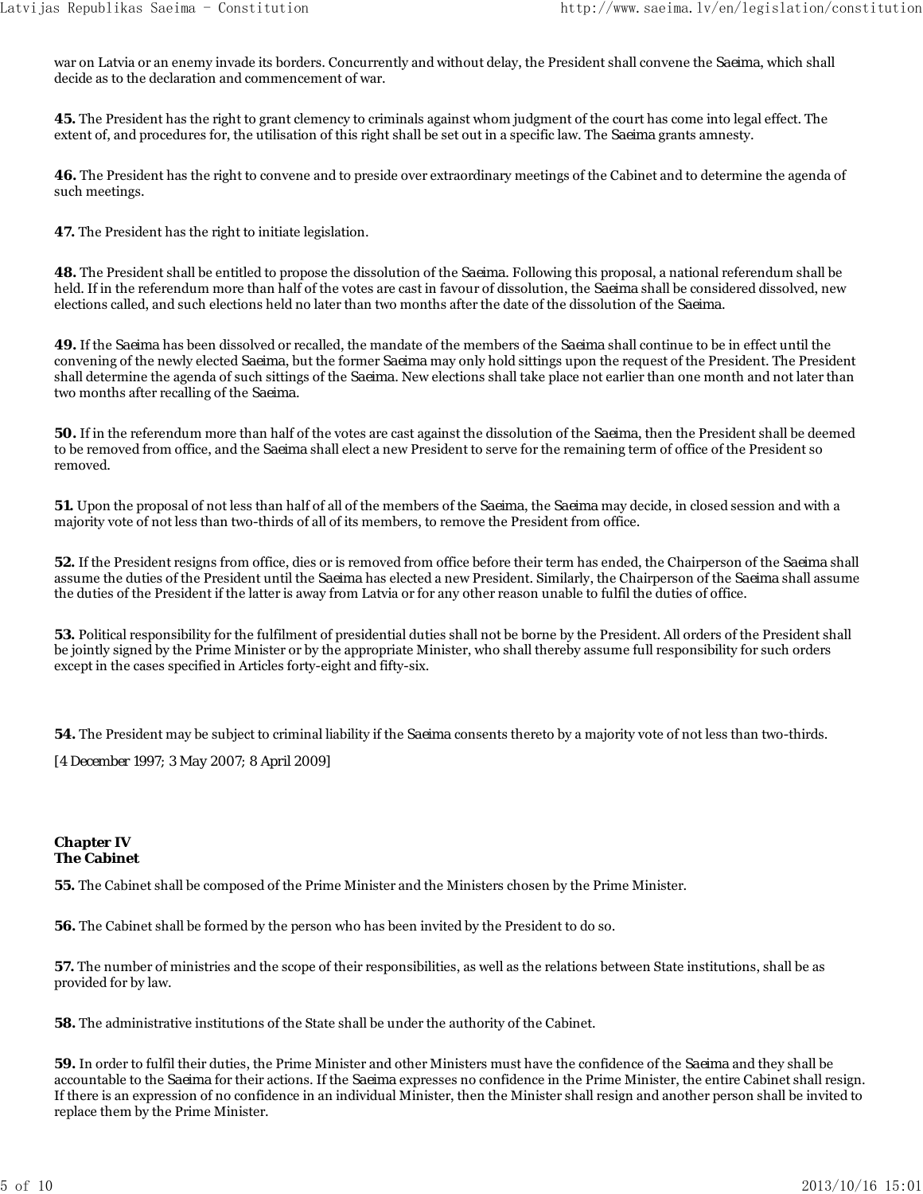war on Latvia or an enemy invade its borders. Concurrently and without delay, the President shall convene the *Saeima*, which shall decide as to the declaration and commencement of war.

**45.** The President has the right to grant clemency to criminals against whom judgment of the court has come into legal effect. The extent of, and procedures for, the utilisation of this right shall be set out in a specific law. The *Saeima* grants amnesty.

**46.** The President has the right to convene and to preside over extraordinary meetings of the Cabinet and to determine the agenda of such meetings.

**47.** The President has the right to initiate legislation.

**48.** The President shall be entitled to propose the dissolution of the *Saeima*. Following this proposal, a national referendum shall be held. If in the referendum more than half of the votes are cast in favour of dissolution, the *Saeima* shall be considered dissolved, new elections called, and such elections held no later than two months after the date of the dissolution of the *Saeima*.

**49.** If the *Saeima* has been dissolved or recalled, the mandate of the members of the *Saeima* shall continue to be in effect until the convening of the newly elected *Saeima*, but the former *Saeima* may only hold sittings upon the request of the President. The President shall determine the agenda of such sittings of the *Saeima*. New elections shall take place not earlier than one month and not later than two months after recalling of the *Saeima*.

**50.** If in the referendum more than half of the votes are cast against the dissolution of the *Saeima*, then the President shall be deemed to be removed from office, and the *Saeima* shall elect a new President to serve for the remaining term of office of the President so removed.

**51.** Upon the proposal of not less than half of all of the members of the *Saeima*, the *Saeima* may decide, in closed session and with a majority vote of not less than two-thirds of all of its members, to remove the President from office.

**52.** If the President resigns from office, dies or is removed from office before their term has ended, the Chairperson of the *Saeima* shall assume the duties of the President until the *Saeima* has elected a new President. Similarly, the Chairperson of the *Saeima* shall assume the duties of the President if the latter is away from Latvia or for any other reason unable to fulfil the duties of office.

**53.** Political responsibility for the fulfilment of presidential duties shall not be borne by the President. All orders of the President shall be jointly signed by the Prime Minister or by the appropriate Minister, who shall thereby assume full responsibility for such orders except in the cases specified in Articles forty-eight and fifty-six.

**54.** The President may be subject to criminal liability if the *Saeima* consents thereto by a majority vote of not less than two-thirds.

*[4 December 1997; 3 May 2007; 8 April 2009]*

## Chapter IV
## The Cabinet

**55.** The Cabinet shall be composed of the Prime Minister and the Ministers chosen by the Prime Minister.

**56.** The Cabinet shall be formed by the person who has been invited by the President to do so.

**57.** The number of ministries and the scope of their responsibilities, as well as the relations between State institutions, shall be as provided for by law.

**58.** The administrative institutions of the State shall be under the authority of the Cabinet.

**59.** In order to fulfil their duties, the Prime Minister and other Ministers must have the confidence of the *Saeima* and they shall be accountable to the *Saeima* for their actions. If the *Saeima* expresses no confidence in the Prime Minister, the entire Cabinet shall resign. If there is an expression of no confidence in an individual Minister, then the Minister shall resign and another person shall be invited to replace them by the Prime Minister.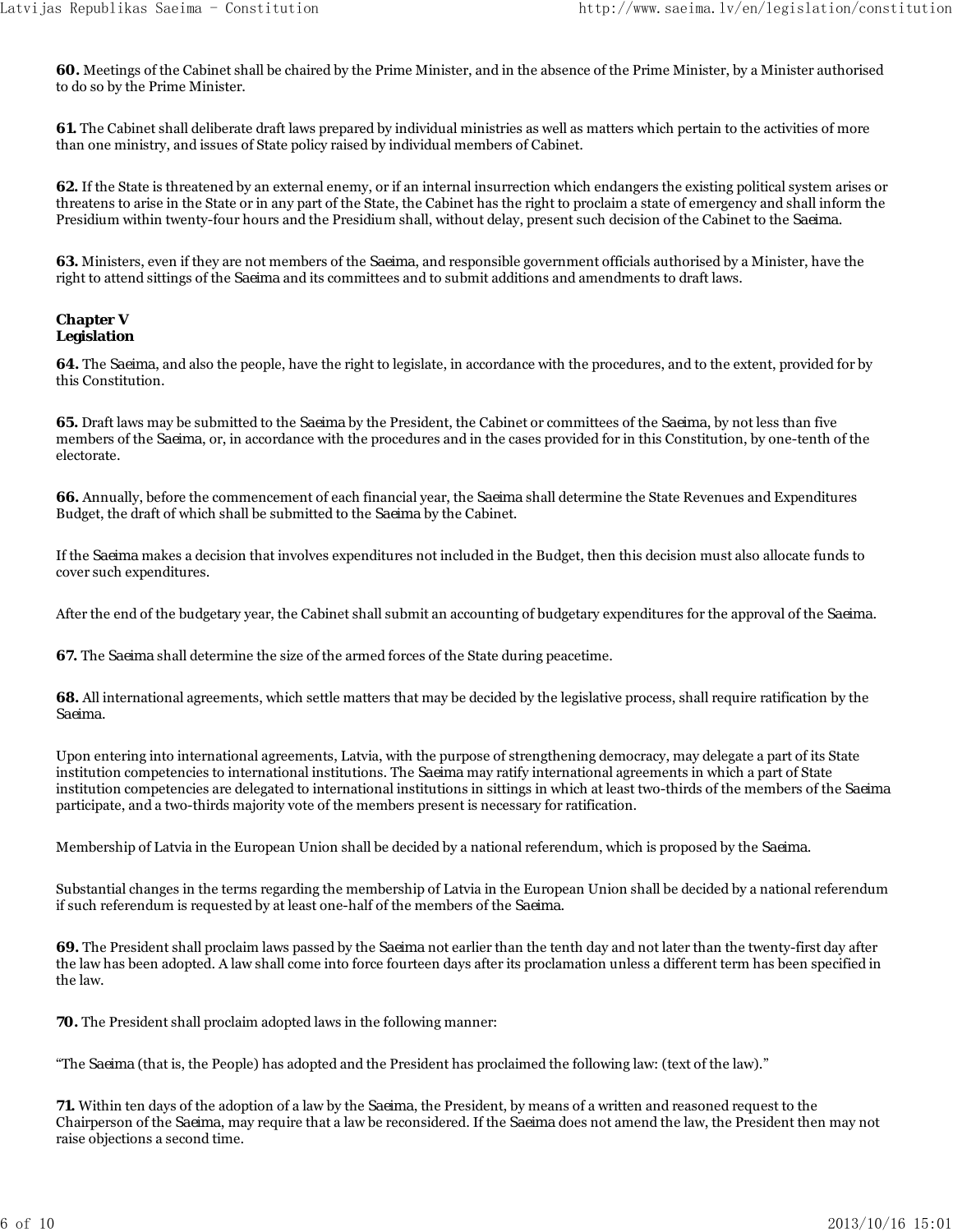**60.** Meetings of the Cabinet shall be chaired by the Prime Minister, and in the absence of the Prime Minister, by a Minister authorised to do so by the Prime Minister.

**61.** The Cabinet shall deliberate draft laws prepared by individual ministries as well as matters which pertain to the activities of more than one ministry, and issues of State policy raised by individual members of Cabinet.

**62.** If the State is threatened by an external enemy, or if an internal insurrection which endangers the existing political system arises or threatens to arise in the State or in any part of the State, the Cabinet has the right to proclaim a state of emergency and shall inform the Presidium within twenty-four hours and the Presidium shall, without delay, present such decision of the Cabinet to the *Saeima*.

**63.** Ministers, even if they are not members of the *Saeima*, and responsible government officials authorised by a Minister, have the right to attend sittings of the *Saeima* and its committees and to submit additions and amendments to draft laws.

## Chapter V
## Legislation

**64.** The *Saeima*, and also the people, have the right to legislate, in accordance with the procedures, and to the extent, provided for by this Constitution.

**65.** Draft laws may be submitted to the *Saeima* by the President, the Cabinet or committees of the *Saeima*, by not less than five members of the *Saeima*, or, in accordance with the procedures and in the cases provided for in this Constitution, by one-tenth of the electorate.

**66.** Annually, before the commencement of each financial year, the *Saeima* shall determine the State Revenues and Expenditures Budget, the draft of which shall be submitted to the *Saeima* by the Cabinet.

If the *Saeima* makes a decision that involves expenditures not included in the Budget, then this decision must also allocate funds to cover such expenditures.

After the end of the budgetary year, the Cabinet shall submit an accounting of budgetary expenditures for the approval of the *Saeima*.

**67.** The *Saeima* shall determine the size of the armed forces of the State during peacetime.

**68.** All international agreements, which settle matters that may be decided by the legislative process, shall require ratification by the *Saeima*.

Upon entering into international agreements, Latvia, with the purpose of strengthening democracy, may delegate a part of its State institution competencies to international institutions. The *Saeima* may ratify international agreements in which a part of State institution competencies are delegated to international institutions in sittings in which at least two-thirds of the members of the *Saeima* participate, and a two-thirds majority vote of the members present is necessary for ratification.

Membership of Latvia in the European Union shall be decided by a national referendum, which is proposed by the *Saeima*.

Substantial changes in the terms regarding the membership of Latvia in the European Union shall be decided by a national referendum if such referendum is requested by at least one-half of the members of the *Saeima*.

**69.** The President shall proclaim laws passed by the *Saeima* not earlier than the tenth day and not later than the twenty-first day after the law has been adopted. A law shall come into force fourteen days after its proclamation unless a different term has been specified in the law.

**70.** The President shall proclaim adopted laws in the following manner:

"The *Saeima* (that is, the People) has adopted and the President has proclaimed the following law: (text of the law)."

**71.** Within ten days of the adoption of a law by the *Saeima*, the President, by means of a written and reasoned request to the Chairperson of the *Saeima*, may require that a law be reconsidered. If the *Saeima* does not amend the law, the President then may not raise objections a second time.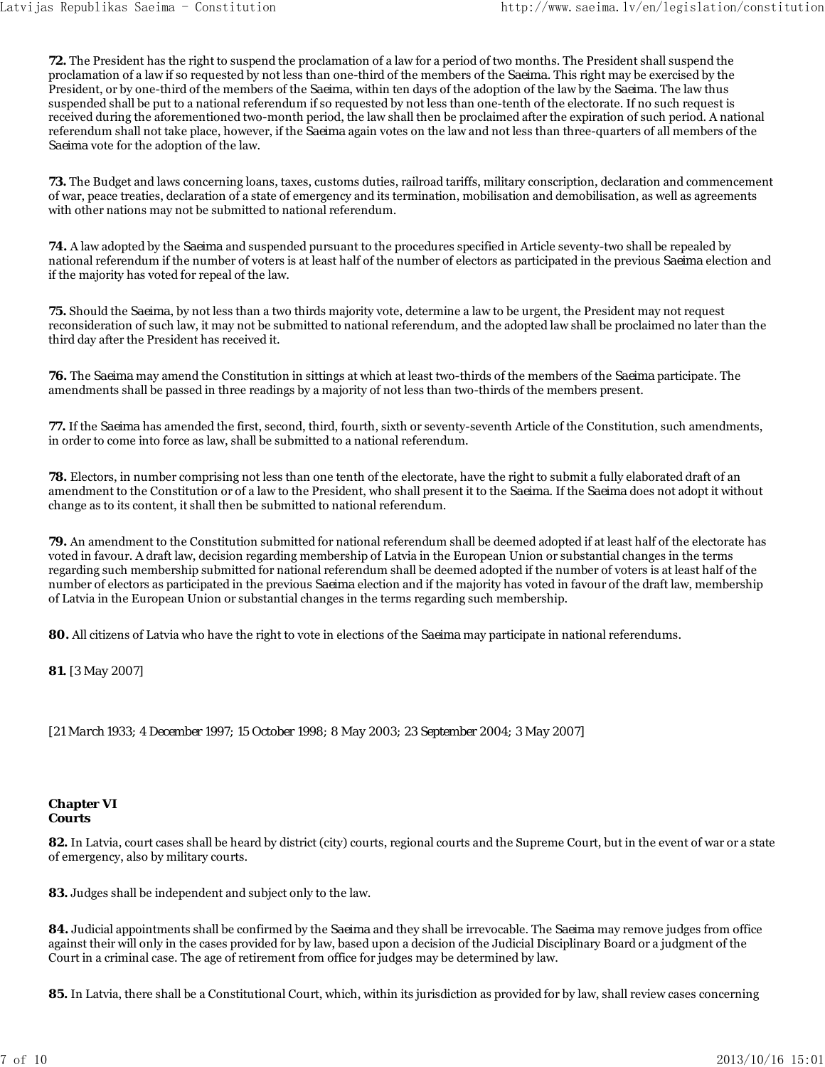**72.** The President has the right to suspend the proclamation of a law for a period of two months. The President shall suspend the proclamation of a law if so requested by not less than one-third of the members of the *Saeima*. This right may be exercised by the President, or by one-third of the members of the *Saeima*, within ten days of the adoption of the law by the *Saeima*. The law thus suspended shall be put to a national referendum if so requested by not less than one-tenth of the electorate. If no such request is received during the aforementioned two-month period, the law shall then be proclaimed after the expiration of such period. A national referendum shall not take place, however, if the *Saeima* again votes on the law and not less than three-quarters of all members of the *Saeima* vote for the adoption of the law.

**73.** The Budget and laws concerning loans, taxes, customs duties, railroad tariffs, military conscription, declaration and commencement of war, peace treaties, declaration of a state of emergency and its termination, mobilisation and demobilisation, as well as agreements with other nations may not be submitted to national referendum.

**74.** A law adopted by the *Saeima* and suspended pursuant to the procedures specified in Article seventy-two shall be repealed by national referendum if the number of voters is at least half of the number of electors as participated in the previous *Saeima* election and if the majority has voted for repeal of the law.

**75.** Should the *Saeima*, by not less than a two thirds majority vote, determine a law to be urgent, the President may not request reconsideration of such law, it may not be submitted to national referendum, and the adopted law shall be proclaimed no later than the third day after the President has received it.

**76.** The *Saeima* may amend the Constitution in sittings at which at least two-thirds of the members of the *Saeima* participate. The amendments shall be passed in three readings by a majority of not less than two-thirds of the members present.

**77.** If the *Saeima* has amended the first, second, third, fourth, sixth or seventy-seventh Article of the Constitution, such amendments, in order to come into force as law, shall be submitted to a national referendum.

**78.** Electors, in number comprising not less than one tenth of the electorate, have the right to submit a fully elaborated draft of an amendment to the Constitution or of a law to the President, who shall present it to the *Saeima*. If the *Saeima* does not adopt it without change as to its content, it shall then be submitted to national referendum.

**79.** An amendment to the Constitution submitted for national referendum shall be deemed adopted if at least half of the electorate has voted in favour. A draft law, decision regarding membership of Latvia in the European Union or substantial changes in the terms regarding such membership submitted for national referendum shall be deemed adopted if the number of voters is at least half of the number of electors as participated in the previous *Saeima* election and if the majority has voted in favour of the draft law, membership of Latvia in the European Union or substantial changes in the terms regarding such membership.

**80.** All citizens of Latvia who have the right to vote in elections of the *Saeima* may participate in national referendums.

**81.** [3 May 2007]

*[21 March 1933; 4 December 1997; 15 October 1998; 8 May 2003; 23 September 2004; 3 May 2007]*

## Chapter VI
## Courts

**82.** In Latvia, court cases shall be heard by district (city) courts, regional courts and the Supreme Court, but in the event of war or a state of emergency, also by military courts.

**83.** Judges shall be independent and subject only to the law.

**84.** Judicial appointments shall be confirmed by the *Saeima* and they shall be irrevocable. The *Saeima* may remove judges from office against their will only in the cases provided for by law, based upon a decision of the Judicial Disciplinary Board or a judgment of the Court in a criminal case. The age of retirement from office for judges may be determined by law.

**85.** In Latvia, there shall be a Constitutional Court, which, within its jurisdiction as provided for by law, shall review cases concerning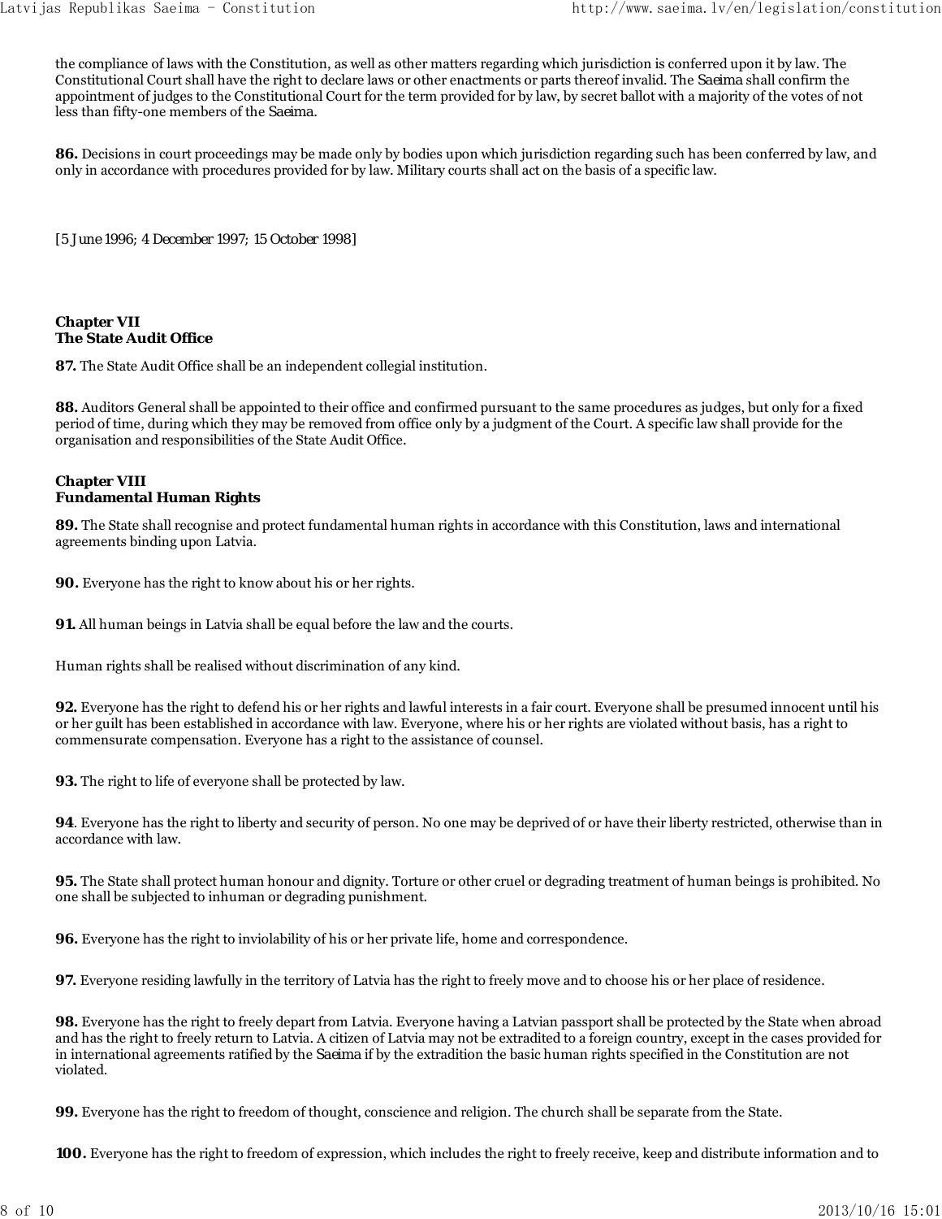the compliance of laws with the Constitution, as well as other matters regarding which jurisdiction is conferred upon it by law. The Constitutional Court shall have the right to declare laws or other enactments or parts thereof invalid. The *Saeima* shall confirm the appointment of judges to the Constitutional Court for the term provided for by law, by secret ballot with a majority of the votes of not less than fifty-one members of the *Saeima*.

**86.** Decisions in court proceedings may be made only by bodies upon which jurisdiction regarding such has been conferred by law, and only in accordance with procedures provided for by law. Military courts shall act on the basis of a specific law.

*[5 June 1996; 4 December 1997; 15 October 1998]*

## Chapter VII
## The State Audit Office

**87.** The State Audit Office shall be an independent collegial institution.

**88.** Auditors General shall be appointed to their office and confirmed pursuant to the same procedures as judges, but only for a fixed period of time, during which they may be removed from office only by a judgment of the Court. A specific law shall provide for the organisation and responsibilities of the State Audit Office.

## Chapter VIII
## Fundamental Human Rights

**89.** The State shall recognise and protect fundamental human rights in accordance with this Constitution, laws and international agreements binding upon Latvia.

**90.** Everyone has the right to know about his or her rights.

**91.** All human beings in Latvia shall be equal before the law and the courts.

Human rights shall be realised without discrimination of any kind.

**92.** Everyone has the right to defend his or her rights and lawful interests in a fair court. Everyone shall be presumed innocent until his or her guilt has been established in accordance with law. Everyone, where his or her rights are violated without basis, has a right to commensurate compensation. Everyone has a right to the assistance of counsel.

**93.** The right to life of everyone shall be protected by law.

**94**. Everyone has the right to liberty and security of person. No one may be deprived of or have their liberty restricted, otherwise than in accordance with law.

**95.** The State shall protect human honour and dignity. Torture or other cruel or degrading treatment of human beings is prohibited. No one shall be subjected to inhuman or degrading punishment.

**96.** Everyone has the right to inviolability of his or her private life, home and correspondence.

**97.** Everyone residing lawfully in the territory of Latvia has the right to freely move and to choose his or her place of residence.

**98.** Everyone has the right to freely depart from Latvia. Everyone having a Latvian passport shall be protected by the State when abroad and has the right to freely return to Latvia. A citizen of Latvia may not be extradited to a foreign country, except in the cases provided for in international agreements ratified by the *Saeima* if by the extradition the basic human rights specified in the Constitution are not violated.

**99.** Everyone has the right to freedom of thought, conscience and religion. The church shall be separate from the State.

**100.** Everyone has the right to freedom of expression, which includes the right to freely receive, keep and distribute information and to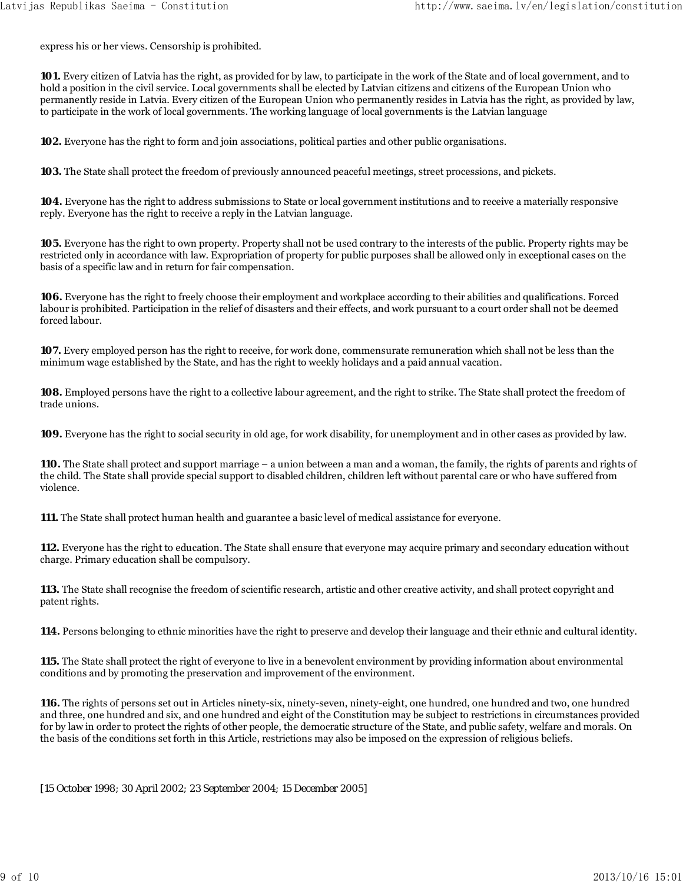express his or her views. Censorship is prohibited.

**101.** Every citizen of Latvia has the right, as provided for by law, to participate in the work of the State and of local government, and to hold a position in the civil service. Local governments shall be elected by Latvian citizens and citizens of the European Union who permanently reside in Latvia. Every citizen of the European Union who permanently resides in Latvia has the right, as provided by law, to participate in the work of local governments. The working language of local governments is the Latvian language

**102.** Everyone has the right to form and join associations, political parties and other public organisations.

**103.** The State shall protect the freedom of previously announced peaceful meetings, street processions, and pickets.

**104.** Everyone has the right to address submissions to State or local government institutions and to receive a materially responsive reply. Everyone has the right to receive a reply in the Latvian language.

**105.** Everyone has the right to own property. Property shall not be used contrary to the interests of the public. Property rights may be restricted only in accordance with law. Expropriation of property for public purposes shall be allowed only in exceptional cases on the basis of a specific law and in return for fair compensation.

**106.** Everyone has the right to freely choose their employment and workplace according to their abilities and qualifications. Forced labour is prohibited. Participation in the relief of disasters and their effects, and work pursuant to a court order shall not be deemed forced labour.

**107.** Every employed person has the right to receive, for work done, commensurate remuneration which shall not be less than the minimum wage established by the State, and has the right to weekly holidays and a paid annual vacation.

**108.** Employed persons have the right to a collective labour agreement, and the right to strike. The State shall protect the freedom of trade unions.

**109.** Everyone has the right to social security in old age, for work disability, for unemployment and in other cases as provided by law.

**110.** The State shall protect and support marriage – a union between a man and a woman, the family, the rights of parents and rights of the child. The State shall provide special support to disabled children, children left without parental care or who have suffered from violence.

**111.** The State shall protect human health and guarantee a basic level of medical assistance for everyone.

**112.** Everyone has the right to education. The State shall ensure that everyone may acquire primary and secondary education without charge. Primary education shall be compulsory.

**113.** The State shall recognise the freedom of scientific research, artistic and other creative activity, and shall protect copyright and patent rights.

**114.** Persons belonging to ethnic minorities have the right to preserve and develop their language and their ethnic and cultural identity.

**115.** The State shall protect the right of everyone to live in a benevolent environment by providing information about environmental conditions and by promoting the preservation and improvement of the environment.

**116.** The rights of persons set out in Articles ninety-six, ninety-seven, ninety-eight, one hundred, one hundred and two, one hundred and three, one hundred and six, and one hundred and eight of the Constitution may be subject to restrictions in circumstances provided for by law in order to protect the rights of other people, the democratic structure of the State, and public safety, welfare and morals. On the basis of the conditions set forth in this Article, restrictions may also be imposed on the expression of religious beliefs.

[15 October 1998; 30 April 2002; 23 September 2004; 15 December 2005]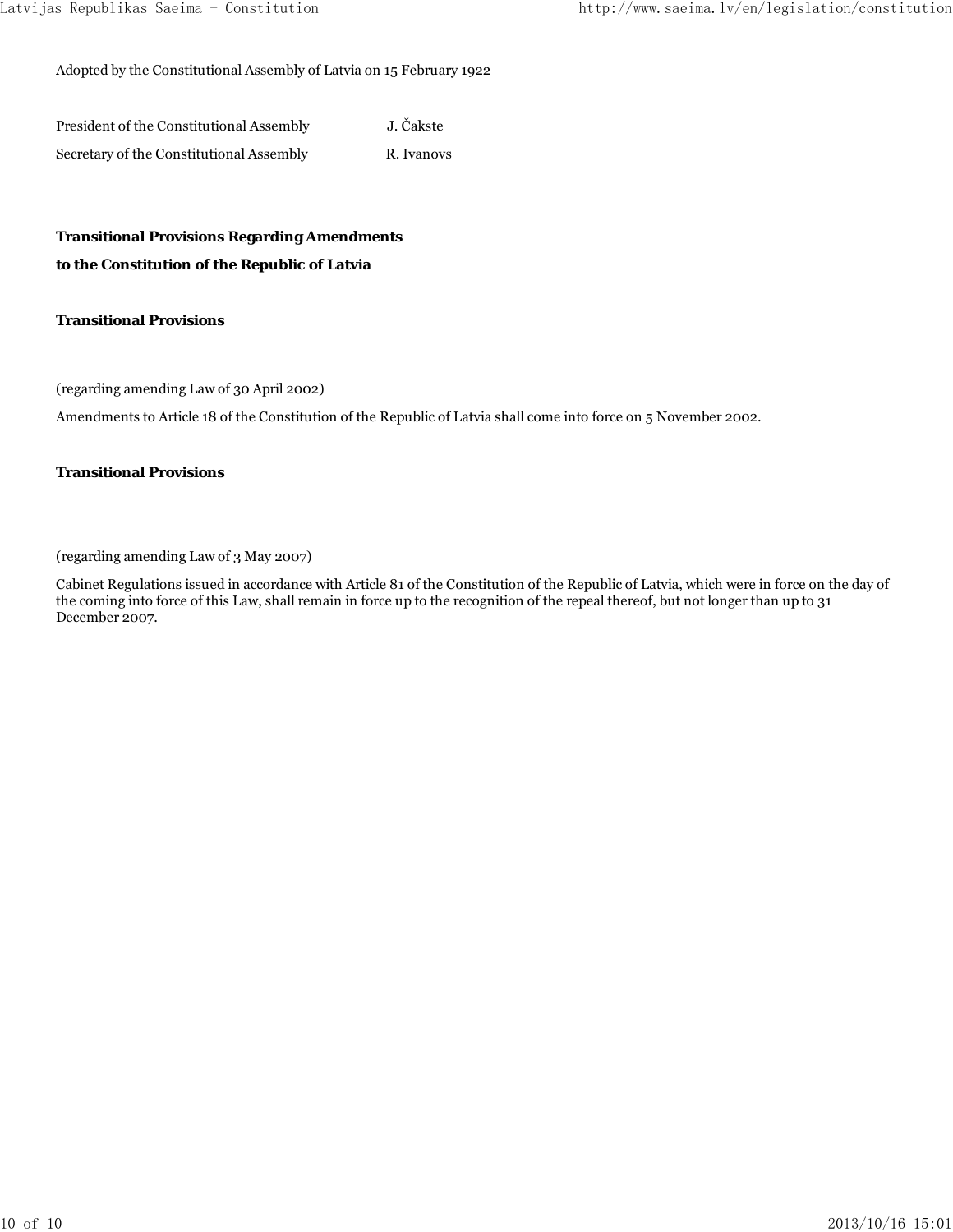Adopted by the Constitutional Assembly of Latvia on 15 February 1922

| | |
|---|---|
| President of the Constitutional Assembly | J. Čakste |
| Secretary of the Constitutional Assembly | R. Ivanovs |

## Transitional Provisions Regarding Amendments to the Constitution of the Republic of Latvia

### Transitional Provisions

(regarding amending Law of 30 April 2002)

Amendments to Article 18 of the Constitution of the Republic of Latvia shall come into force on 5 November 2002.

### Transitional Provisions

(regarding amending Law of 3 May 2007)

Cabinet Regulations issued in accordance with Article 81 of the Constitution of the Republic of Latvia, which were in force on the day of the coming into force of this Law, shall remain in force up to the recognition of the repeal thereof, but not longer than up to 31 December 2007.